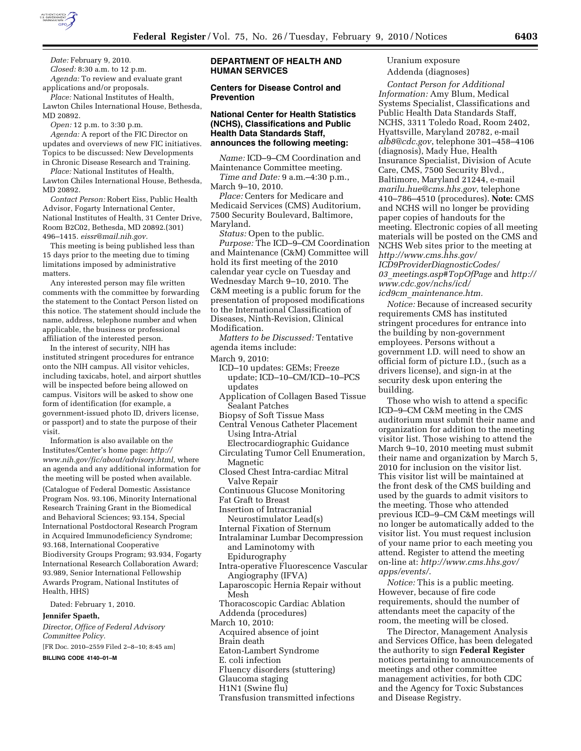*Date:* February 9, 2010.

*Closed:* 8:30 a.m. to 12 p.m.

*Agenda:* To review and evaluate grant applications and/or proposals.

*Place:* National Institutes of Health, Lawton Chiles International House, Bethesda, MD 20892.

*Open:* 12 p.m. to 3:30 p.m.

*Agenda:* A report of the FIC Director on updates and overviews of new FIC initiatives. Topics to be discussed: New Developments in Chronic Disease Research and Training.

*Place:* National Institutes of Health, Lawton Chiles International House, Bethesda, MD 20892.

*Contact Person:* Robert Eiss, Public Health Advisor, Fogarty International Center, National Institutes of Health, 31 Center Drive, Room B2C02, Bethesda, MD 20892.(301) 496–1415. *eissr@mail.nih.gov.*

This meeting is being published less than 15 days prior to the meeting due to timing limitations imposed by administrative matters.

Any interested person may file written comments with the committee by forwarding the statement to the Contact Person listed on this notice. The statement should include the name, address, telephone number and when applicable, the business or professional affiliation of the interested person.

In the interest of security, NIH has instituted stringent procedures for entrance onto the NIH campus. All visitor vehicles, including taxicabs, hotel, and airport shuttles will be inspected before being allowed on campus. Visitors will be asked to show one form of identification (for example, a government-issued photo ID, drivers license, or passport) and to state the purpose of their visit.

Information is also available on the Institutes/Center's home page: *http://www.nih.gov/fic/about/advisory.html,* where an agenda and any additional information for the meeting will be posted when available.

(Catalogue of Federal Domestic Assistance Program Nos. 93.106, Minority International Research Training Grant in the Biomedical and Behavioral Sciences; 93.154, Special International Postdoctoral Research Program in Acquired Immunodeficiency Syndrome; 93.168, International Cooperative Biodiversity Groups Program; 93.934, Fogarty International Research Collaboration Award; 93.989, Senior International Fellowship Awards Program, National Institutes of Health, HHS)

Dated: February 1, 2010.

**Jennifer Spaeth,**

*Director, Office of Federal Advisory Committee Policy.*

[FR Doc. 2010–2559 Filed 2–8–10; 8:45 am]

**BILLING CODE 4140–01–M**

## DEPARTMENT OF HEALTH AND HUMAN SERVICES

### Centers for Disease Control and Prevention

### National Center for Health Statistics (NCHS), Classifications and Public Health Data Standards Staff, announces the following meeting:

*Name:* ICD–9–CM Coordination and Maintenance Committee meeting.

*Time and Date:* 9 a.m.–4:30 p.m., March 9–10, 2010.

*Place:* Centers for Medicare and Medicaid Services (CMS) Auditorium, 7500 Security Boulevard, Baltimore, Maryland.

*Status:* Open to the public.

*Purpose:* The ICD–9–CM Coordination and Maintenance (C&M) Committee will hold its first meeting of the 2010 calendar year cycle on Tuesday and Wednesday March 9–10, 2010. The C&M meeting is a public forum for the presentation of proposed modifications to the International Classification of Diseases, Ninth-Revision, Clinical Modification.

*Matters to be Discussed:* Tentative agenda items include:

March 9, 2010:
- ICD–10 updates: GEMs; Freeze update; ICD–10–CM/ICD–10–PCS updates
- Application of Collagen Based Tissue Sealant Patches
- Biopsy of Soft Tissue Mass
- Central Venous Catheter Placement Using Intra-Atrial Electrocardiographic Guidance
- Circulating Tumor Cell Enumeration, Magnetic
- Closed Chest Intra-cardiac Mitral Valve Repair
- Continuous Glucose Monitoring
- Fat Graft to Breast
- Insertion of Intracranial Neurostimulator Lead(s)
- Internal Fixation of Sternum
- Intralaminar Lumbar Decompression and Laminotomy with Epidurography
- Intra-operative Fluorescence Vascular Angiography (IFVA)
- Laparoscopic Hernia Repair without Mesh
- Thoracoscopic Cardiac Ablation
- Addenda (procedures)

March 10, 2010:
- Acquired absence of joint
- Brain death
- Eaton-Lambert Syndrome
- E. coli infection
- Fluency disorders (stuttering)
- Glaucoma staging
- H1N1 (Swine flu)
- Transfusion transmitted infections
- Uranium exposure
- Addenda (diagnoses)

*Contact Person for Additional Information:* Amy Blum, Medical Systems Specialist, Classifications and Public Health Data Standards Staff, NCHS, 3311 Toledo Road, Room 2402, Hyattsville, Maryland 20782, e-mail *alb8@cdc.gov*, telephone 301–458–4106 (diagnosis), Mady Hue, Health Insurance Specialist, Division of Acute Care, CMS, 7500 Security Blvd., Baltimore, Maryland 21244, e-mail *marilu.hue@cms.hhs.gov*, telephone 410–786–4510 (procedures). **Note:** CMS and NCHS will no longer be providing paper copies of handouts for the meeting. Electronic copies of all meeting materials will be posted on the CMS and NCHS Web sites prior to the meeting at *http://www.cms.hhs.gov/ICD9ProviderDiagnosticCodes/03_meetings.asp#TopOfPage* and *http://www.cdc.gov/nchs/icd/icd9cm_maintenance.htm.*

*Notice:* Because of increased security requirements CMS has instituted stringent procedures for entrance into the building by non-government employees. Persons without a government I.D. will need to show an official form of picture I.D., (such as a drivers license), and sign-in at the security desk upon entering the building.

Those who wish to attend a specific ICD–9–CM C&M meeting in the CMS auditorium must submit their name and organization for addition to the meeting visitor list. Those wishing to attend the March 9–10, 2010 meeting must submit their name and organization by March 5, 2010 for inclusion on the visitor list. This visitor list will be maintained at the front desk of the CMS building and used by the guards to admit visitors to the meeting. Those who attended previous ICD–9–CM C&M meetings will no longer be automatically added to the visitor list. You must request inclusion of your name prior to each meeting you attend. Register to attend the meeting on-line at: *http://www.cms.hhs.gov/apps/events/.*

*Notice:* This is a public meeting. However, because of fire code requirements, should the number of attendants meet the capacity of the room, the meeting will be closed.

The Director, Management Analysis and Services Office, has been delegated the authority to sign **Federal Register** notices pertaining to announcements of meetings and other committee management activities, for both CDC and the Agency for Toxic Substances and Disease Registry.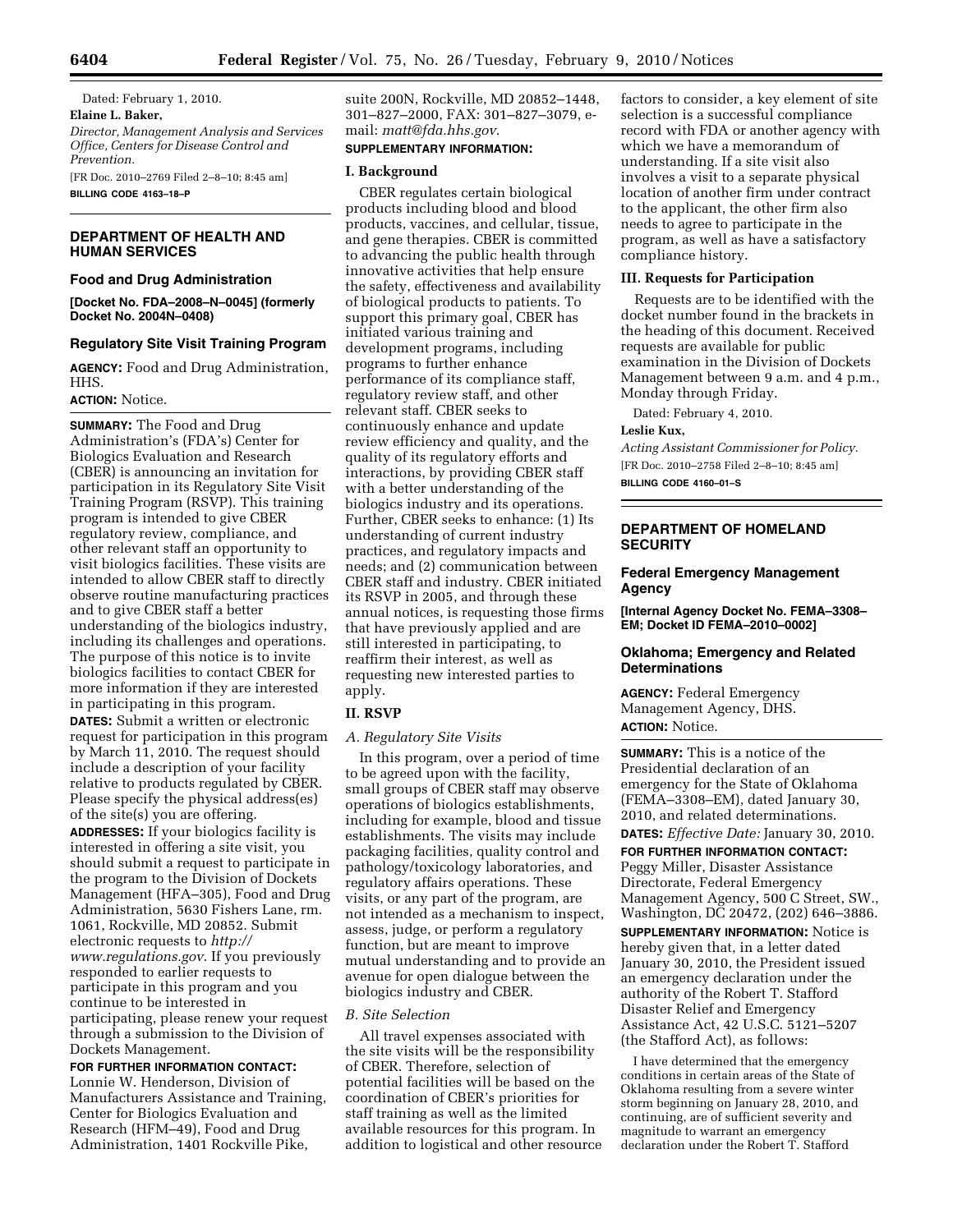Dated: February 1, 2010.

**Elaine L. Baker,**

*Director, Management Analysis and Services Office, Centers for Disease Control and Prevention.*

[FR Doc. 2010–2769 Filed 2–8–10; 8:45 am]

**BILLING CODE 4163–18–P**

## DEPARTMENT OF HEALTH AND HUMAN SERVICES

### Food and Drug Administration

**[Docket No. FDA–2008–N–0045] (formerly Docket No. 2004N–0408)**

### Regulatory Site Visit Training Program

**AGENCY:** Food and Drug Administration, HHS.

**ACTION:** Notice.

**SUMMARY:** The Food and Drug Administration's (FDA's) Center for Biologics Evaluation and Research (CBER) is announcing an invitation for participation in its Regulatory Site Visit Training Program (RSVP). This training program is intended to give CBER regulatory review, compliance, and other relevant staff an opportunity to visit biologics facilities. These visits are intended to allow CBER staff to directly observe routine manufacturing practices and to give CBER staff a better understanding of the biologics industry, including its challenges and operations. The purpose of this notice is to invite biologics facilities to contact CBER for more information if they are interested in participating in this program.

**DATES:** Submit a written or electronic request for participation in this program by March 11, 2010. The request should include a description of your facility relative to products regulated by CBER. Please specify the physical address(es) of the site(s) you are offering.

**ADDRESSES:** If your biologics facility is interested in offering a site visit, you should submit a request to participate in the program to the Division of Dockets Management (HFA–305), Food and Drug Administration, 5630 Fishers Lane, rm. 1061, Rockville, MD 20852. Submit electronic requests to *http://www.regulations.gov*. If you previously responded to earlier requests to participate in this program and you continue to be interested in participating, please renew your request through a submission to the Division of Dockets Management.

**FOR FURTHER INFORMATION CONTACT:** Lonnie W. Henderson, Division of Manufacturers Assistance and Training, Center for Biologics Evaluation and Research (HFM–49), Food and Drug Administration, 1401 Rockville Pike, suite 200N, Rockville, MD 20852–1448, 301–827–2000, FAX: 301–827–3079, e-mail: *matt@fda.hhs.gov*.

**SUPPLEMENTARY INFORMATION:**

#### I. Background

CBER regulates certain biological products including blood and blood products, vaccines, and cellular, tissue, and gene therapies. CBER is committed to advancing the public health through innovative activities that help ensure the safety, effectiveness and availability of biological products to patients. To support this primary goal, CBER has initiated various training and development programs, including programs to further enhance performance of its compliance staff, regulatory review staff, and other relevant staff. CBER seeks to continuously enhance and update review efficiency and quality, and the quality of its regulatory efforts and interactions, by providing CBER staff with a better understanding of the biologics industry and its operations. Further, CBER seeks to enhance: (1) Its understanding of current industry practices, and regulatory impacts and needs; and (2) communication between CBER staff and industry. CBER initiated its RSVP in 2005, and through these annual notices, is requesting those firms that have previously applied and are still interested in participating, to reaffirm their interest, as well as requesting new interested parties to apply.

#### II. RSVP

*A. Regulatory Site Visits*

In this program, over a period of time to be agreed upon with the facility, small groups of CBER staff may observe operations of biologics establishments, including for example, blood and tissue establishments. The visits may include packaging facilities, quality control and pathology/toxicology laboratories, and regulatory affairs operations. These visits, or any part of the program, are not intended as a mechanism to inspect, assess, judge, or perform a regulatory function, but are meant to improve mutual understanding and to provide an avenue for open dialogue between the biologics industry and CBER.

*B. Site Selection*

All travel expenses associated with the site visits will be the responsibility of CBER. Therefore, selection of potential facilities will be based on the coordination of CBER's priorities for staff training as well as the limited available resources for this program. In addition to logistical and other resource factors to consider, a key element of site selection is a successful compliance record with FDA or another agency with which we have a memorandum of understanding. If a site visit also involves a visit to a separate physical location of another firm under contract to the applicant, the other firm also needs to agree to participate in the program, as well as have a satisfactory compliance history.

#### III. Requests for Participation

Requests are to be identified with the docket number found in the brackets in the heading of this document. Received requests are available for public examination in the Division of Dockets Management between 9 a.m. and 4 p.m., Monday through Friday.

Dated: February 4, 2010.

**Leslie Kux,**

*Acting Assistant Commissioner for Policy.*

[FR Doc. 2010–2758 Filed 2–8–10; 8:45 am]

**BILLING CODE 4160–01–S**

## DEPARTMENT OF HOMELAND SECURITY

### Federal Emergency Management Agency

**[Internal Agency Docket No. FEMA–3308–EM; Docket ID FEMA–2010–0002]**

### Oklahoma; Emergency and Related Determinations

**AGENCY:** Federal Emergency Management Agency, DHS.

**ACTION:** Notice.

**SUMMARY:** This is a notice of the Presidential declaration of an emergency for the State of Oklahoma (FEMA–3308–EM), dated January 30, 2010, and related determinations.

**DATES:** *Effective Date:* January 30, 2010.

**FOR FURTHER INFORMATION CONTACT:** Peggy Miller, Disaster Assistance Directorate, Federal Emergency Management Agency, 500 C Street, SW., Washington, DC 20472, (202) 646–3886.

**SUPPLEMENTARY INFORMATION:** Notice is hereby given that, in a letter dated January 30, 2010, the President issued an emergency declaration under the authority of the Robert T. Stafford Disaster Relief and Emergency Assistance Act, 42 U.S.C. 5121–5207 (the Stafford Act), as follows:

I have determined that the emergency conditions in certain areas of the State of Oklahoma resulting from a severe winter storm beginning on January 28, 2010, and continuing, are of sufficient severity and magnitude to warrant an emergency declaration under the Robert T. Stafford